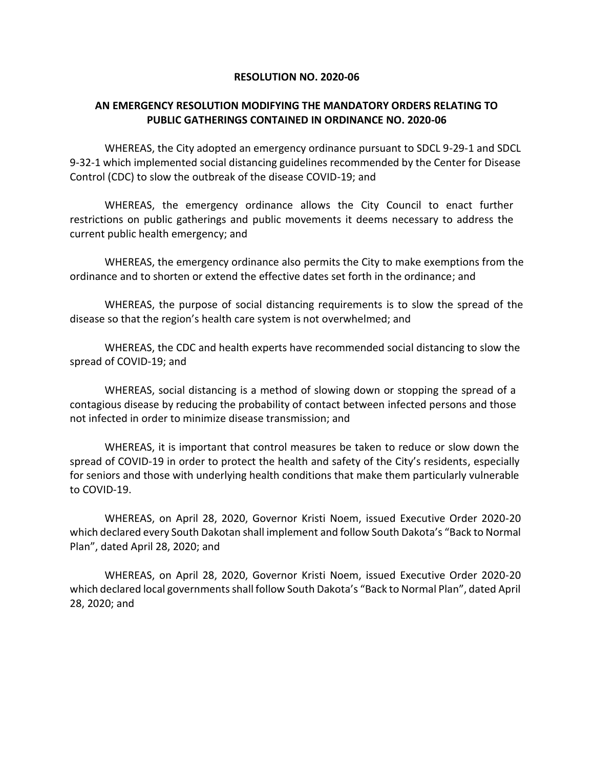**RESOLUTION NO. 2020-06**

**AN EMERGENCY RESOLUTION MODIFYING THE MANDATORY ORDERS RELATING TO PUBLIC GATHERINGS CONTAINED IN ORDINANCE NO. 2020-06**

WHEREAS, the City adopted an emergency ordinance pursuant to SDCL 9-29-1 and SDCL 9-32-1 which implemented social distancing guidelines recommended by the Center for Disease Control (CDC) to slow the outbreak of the disease COVID-19; and

WHEREAS, the emergency ordinance allows the City Council to enact further restrictions on public gatherings and public movements it deems necessary to address the current public health emergency; and

WHEREAS, the emergency ordinance also permits the City to make exemptions from the ordinance and to shorten or extend the effective dates set forth in the ordinance; and

WHEREAS, the purpose of social distancing requirements is to slow the spread of the disease so that the region's health care system is not overwhelmed; and

WHEREAS, the CDC and health experts have recommended social distancing to slow the spread of COVID-19; and

WHEREAS, social distancing is a method of slowing down or stopping the spread of a contagious disease by reducing the probability of contact between infected persons and those not infected in order to minimize disease transmission; and

WHEREAS, it is important that control measures be taken to reduce or slow down the spread of COVID-19 in order to protect the health and safety of the City's residents, especially for seniors and those with underlying health conditions that make them particularly vulnerable to COVID-19.

WHEREAS, on April 28, 2020, Governor Kristi Noem, issued Executive Order 2020-20 which declared every South Dakotan shall implement and follow South Dakota's "Back to Normal Plan", dated April 28, 2020; and

WHEREAS, on April 28, 2020, Governor Kristi Noem, issued Executive Order 2020-20 which declared local governments shall follow South Dakota's "Back to Normal Plan", dated April 28, 2020; and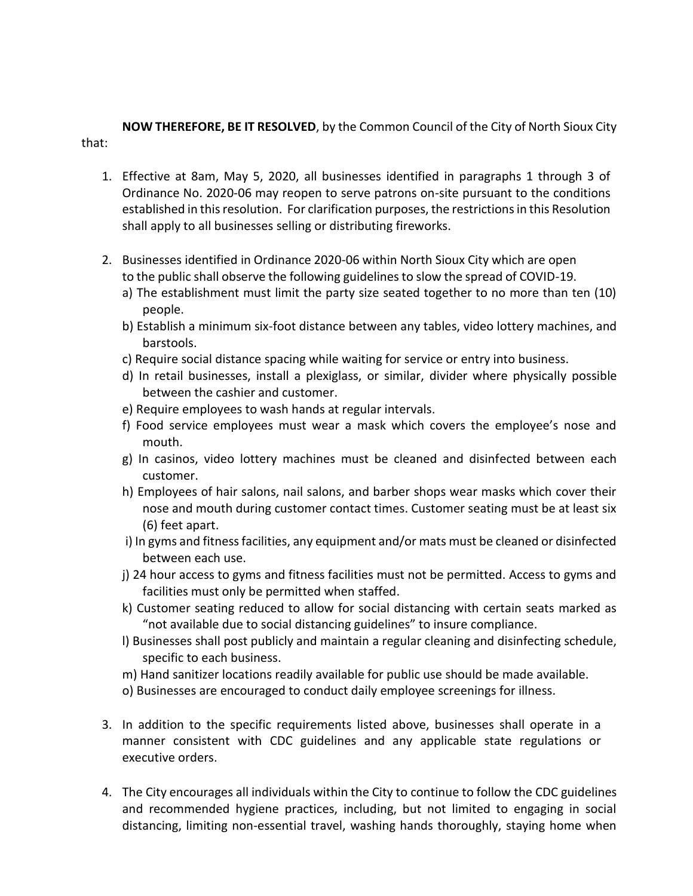**NOW THEREFORE, BE IT RESOLVED**, by the Common Council of the City of North Sioux City that:

1. Effective at 8am, May 5, 2020, all businesses identified in paragraphs 1 through 3 of Ordinance No. 2020-06 may reopen to serve patrons on-site pursuant to the conditions established in this resolution. For clarification purposes, the restrictions in this Resolution shall apply to all businesses selling or distributing fireworks.

2. Businesses identified in Ordinance 2020-06 within North Sioux City which are open to the public shall observe the following guidelines to slow the spread of COVID-19.
   a) The establishment must limit the party size seated together to no more than ten (10) people.
   b) Establish a minimum six-foot distance between any tables, video lottery machines, and barstools.
   c) Require social distance spacing while waiting for service or entry into business.
   d) In retail businesses, install a plexiglass, or similar, divider where physically possible between the cashier and customer.
   e) Require employees to wash hands at regular intervals.
   f) Food service employees must wear a mask which covers the employee's nose and mouth.
   g) In casinos, video lottery machines must be cleaned and disinfected between each customer.
   h) Employees of hair salons, nail salons, and barber shops wear masks which cover their nose and mouth during customer contact times. Customer seating must be at least six (6) feet apart.
   i) In gyms and fitness facilities, any equipment and/or mats must be cleaned or disinfected between each use.
   j) 24 hour access to gyms and fitness facilities must not be permitted. Access to gyms and facilities must only be permitted when staffed.
   k) Customer seating reduced to allow for social distancing with certain seats marked as "not available due to social distancing guidelines" to insure compliance.
   l) Businesses shall post publicly and maintain a regular cleaning and disinfecting schedule, specific to each business.
   m) Hand sanitizer locations readily available for public use should be made available.
   o) Businesses are encouraged to conduct daily employee screenings for illness.

3. In addition to the specific requirements listed above, businesses shall operate in a manner consistent with CDC guidelines and any applicable state regulations or executive orders.

4. The City encourages all individuals within the City to continue to follow the CDC guidelines and recommended hygiene practices, including, but not limited to engaging in social distancing, limiting non-essential travel, washing hands thoroughly, staying home when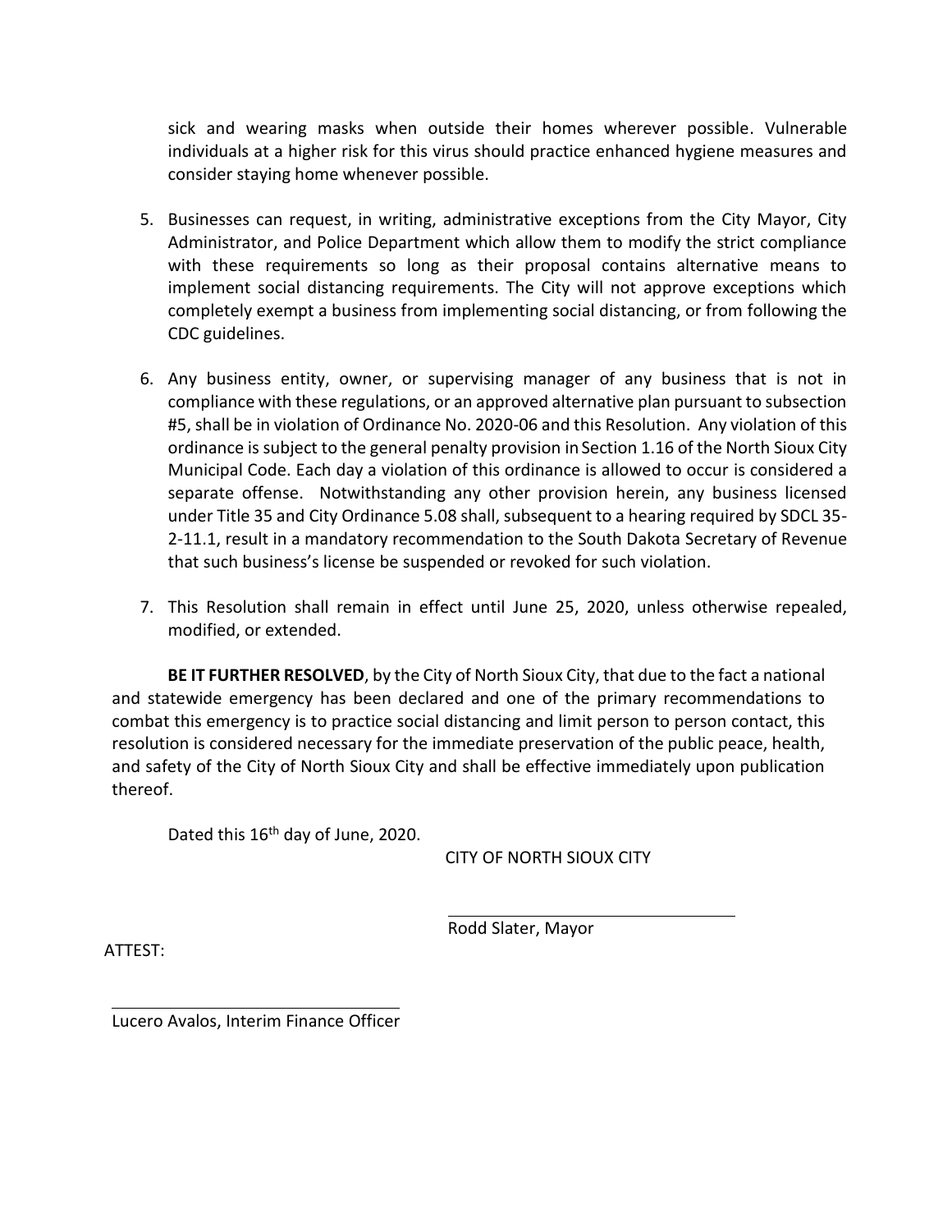sick and wearing masks when outside their homes wherever possible. Vulnerable individuals at a higher risk for this virus should practice enhanced hygiene measures and consider staying home whenever possible.

5. Businesses can request, in writing, administrative exceptions from the City Mayor, City Administrator, and Police Department which allow them to modify the strict compliance with these requirements so long as their proposal contains alternative means to implement social distancing requirements. The City will not approve exceptions which completely exempt a business from implementing social distancing, or from following the CDC guidelines.

6. Any business entity, owner, or supervising manager of any business that is not in compliance with these regulations, or an approved alternative plan pursuant to subsection #5, shall be in violation of Ordinance No. 2020-06 and this Resolution. Any violation of this ordinance is subject to the general penalty provision in Section 1.16 of the North Sioux City Municipal Code. Each day a violation of this ordinance is allowed to occur is considered a separate offense. Notwithstanding any other provision herein, any business licensed under Title 35 and City Ordinance 5.08 shall, subsequent to a hearing required by SDCL 35-2-11.1, result in a mandatory recommendation to the South Dakota Secretary of Revenue that such business's license be suspended or revoked for such violation.

7. This Resolution shall remain in effect until June 25, 2020, unless otherwise repealed, modified, or extended.

**BE IT FURTHER RESOLVED**, by the City of North Sioux City, that due to the fact a national and statewide emergency has been declared and one of the primary recommendations to combat this emergency is to practice social distancing and limit person to person contact, this resolution is considered necessary for the immediate preservation of the public peace, health, and safety of the City of North Sioux City and shall be effective immediately upon publication thereof.

Dated this 16th day of June, 2020.

CITY OF NORTH SIOUX CITY

Rodd Slater, Mayor

ATTEST:

Lucero Avalos, Interim Finance Officer